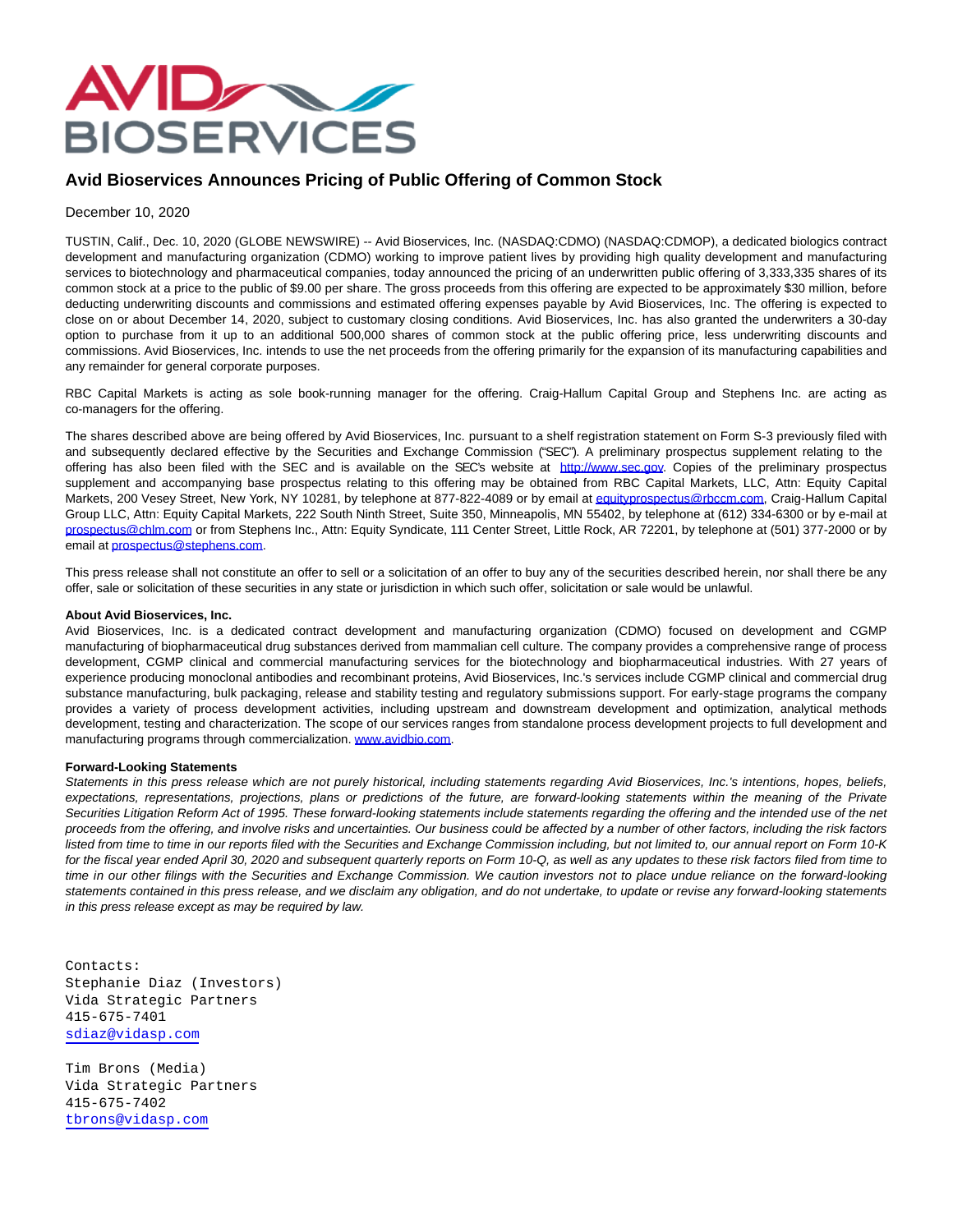# Avid Bioservices Announces Pricing of Public Offering of Common Stock

December 10, 2020

TUSTIN, Calif., Dec. 10, 2020 (GLOBE NEWSWIRE) -- Avid Bioservices, Inc. (NASDAQ:CDMO) (NASDAQ:CDMOP), a dedicated biologics contract development and manufacturing organization (CDMO) working to improve patient lives by providing high quality development and manufacturing services to biotechnology and pharmaceutical companies, today announced the pricing of an underwritten public offering of 3,333,335 shares of its common stock at a price to the public of $9.00 per share. The gross proceeds from this offering are expected to be approximately $30 million, before deducting underwriting discounts and commissions and estimated offering expenses payable by Avid Bioservices, Inc. The offering is expected to close on or about December 14, 2020, subject to customary closing conditions. Avid Bioservices, Inc. has also granted the underwriters a 30-day option to purchase from it up to an additional 500,000 shares of common stock at the public offering price, less underwriting discounts and commissions. Avid Bioservices, Inc. intends to use the net proceeds from the offering primarily for the expansion of its manufacturing capabilities and any remainder for general corporate purposes.

RBC Capital Markets is acting as sole book-running manager for the offering. Craig-Hallum Capital Group and Stephens Inc. are acting as co-managers for the offering.

The shares described above are being offered by Avid Bioservices, Inc. pursuant to a shelf registration statement on Form S-3 previously filed with and subsequently declared effective by the Securities and Exchange Commission ("SEC"). A preliminary prospectus supplement relating to the offering has also been filed with the SEC and is available on the SEC's website at http://www.sec.gov. Copies of the preliminary prospectus supplement and accompanying base prospectus relating to this offering may be obtained from RBC Capital Markets, LLC, Attn: Equity Capital Markets, 200 Vesey Street, New York, NY 10281, by telephone at 877-822-4089 or by email at equityprospectus@rbccm.com, Craig-Hallum Capital Group LLC, Attn: Equity Capital Markets, 222 South Ninth Street, Suite 350, Minneapolis, MN 55402, by telephone at (612) 334-6300 or by e-mail at prospectus@chlm.com or from Stephens Inc., Attn: Equity Syndicate, 111 Center Street, Little Rock, AR 72201, by telephone at (501) 377-2000 or by email at prospectus@stephens.com.

This press release shall not constitute an offer to sell or a solicitation of an offer to buy any of the securities described herein, nor shall there be any offer, sale or solicitation of these securities in any state or jurisdiction in which such offer, solicitation or sale would be unlawful.

**About Avid Bioservices, Inc.**

Avid Bioservices, Inc. is a dedicated contract development and manufacturing organization (CDMO) focused on development and CGMP manufacturing of biopharmaceutical drug substances derived from mammalian cell culture. The company provides a comprehensive range of process development, CGMP clinical and commercial manufacturing services for the biotechnology and biopharmaceutical industries. With 27 years of experience producing monoclonal antibodies and recombinant proteins, Avid Bioservices, Inc.'s services include CGMP clinical and commercial drug substance manufacturing, bulk packaging, release and stability testing and regulatory submissions support. For early-stage programs the company provides a variety of process development activities, including upstream and downstream development and optimization, analytical methods development, testing and characterization. The scope of our services ranges from standalone process development projects to full development and manufacturing programs through commercialization. www.avidbio.com.

**Forward-Looking Statements**

*Statements in this press release which are not purely historical, including statements regarding Avid Bioservices, Inc.'s intentions, hopes, beliefs, expectations, representations, projections, plans or predictions of the future, are forward-looking statements within the meaning of the Private Securities Litigation Reform Act of 1995. These forward-looking statements include statements regarding the offering and the intended use of the net proceeds from the offering, and involve risks and uncertainties. Our business could be affected by a number of other factors, including the risk factors listed from time to time in our reports filed with the Securities and Exchange Commission including, but not limited to, our annual report on Form 10-K for the fiscal year ended April 30, 2020 and subsequent quarterly reports on Form 10-Q, as well as any updates to these risk factors filed from time to time in our other filings with the Securities and Exchange Commission. We caution investors not to place undue reliance on the forward-looking statements contained in this press release, and we disclaim any obligation, and do not undertake, to update or revise any forward-looking statements in this press release except as may be required by law.*

Contacts:
Stephanie Diaz (Investors)
Vida Strategic Partners
415-675-7401
sdiaz@vidasp.com

Tim Brons (Media)
Vida Strategic Partners
415-675-7402
tbrons@vidasp.com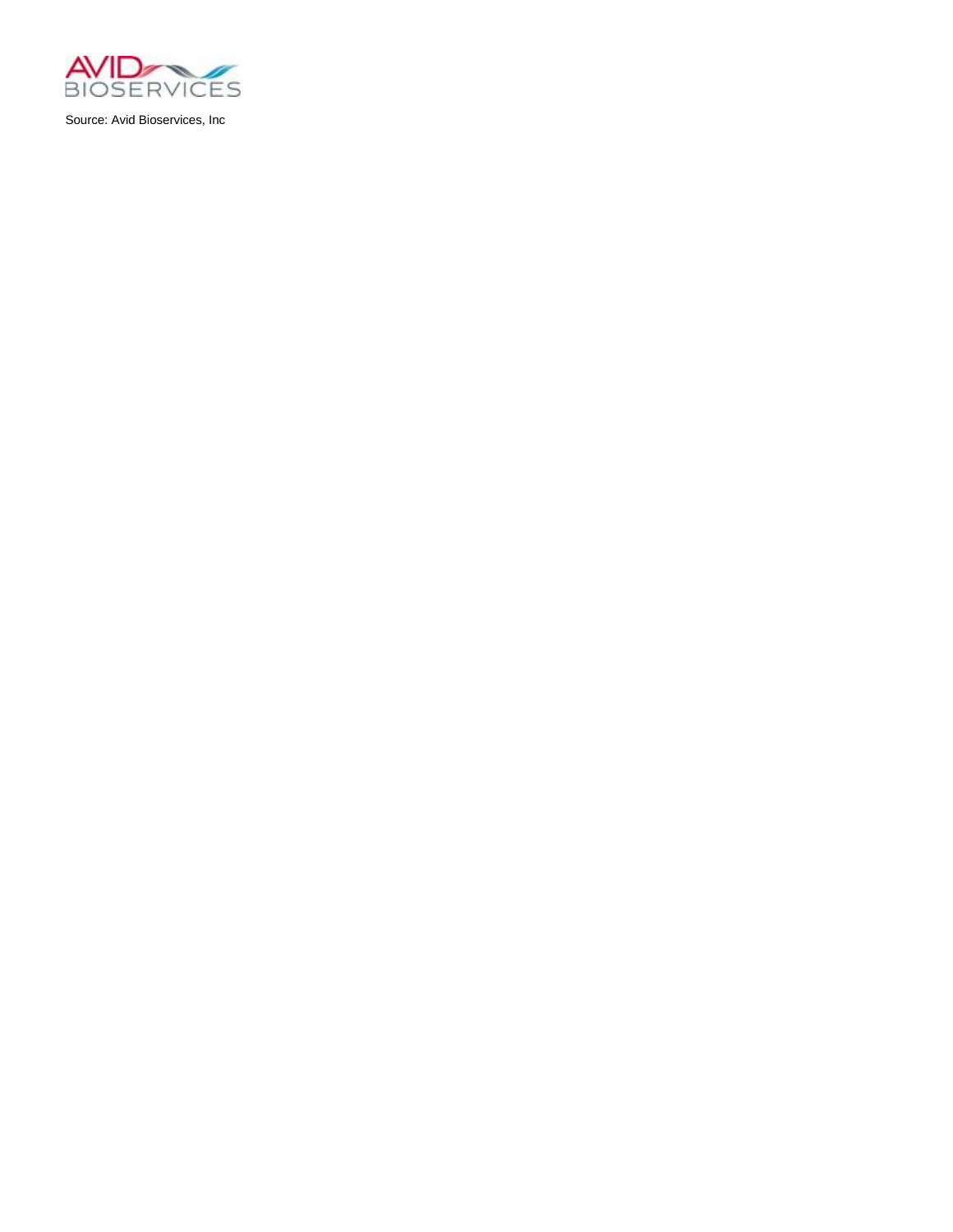Source: Avid Bioservices, Inc